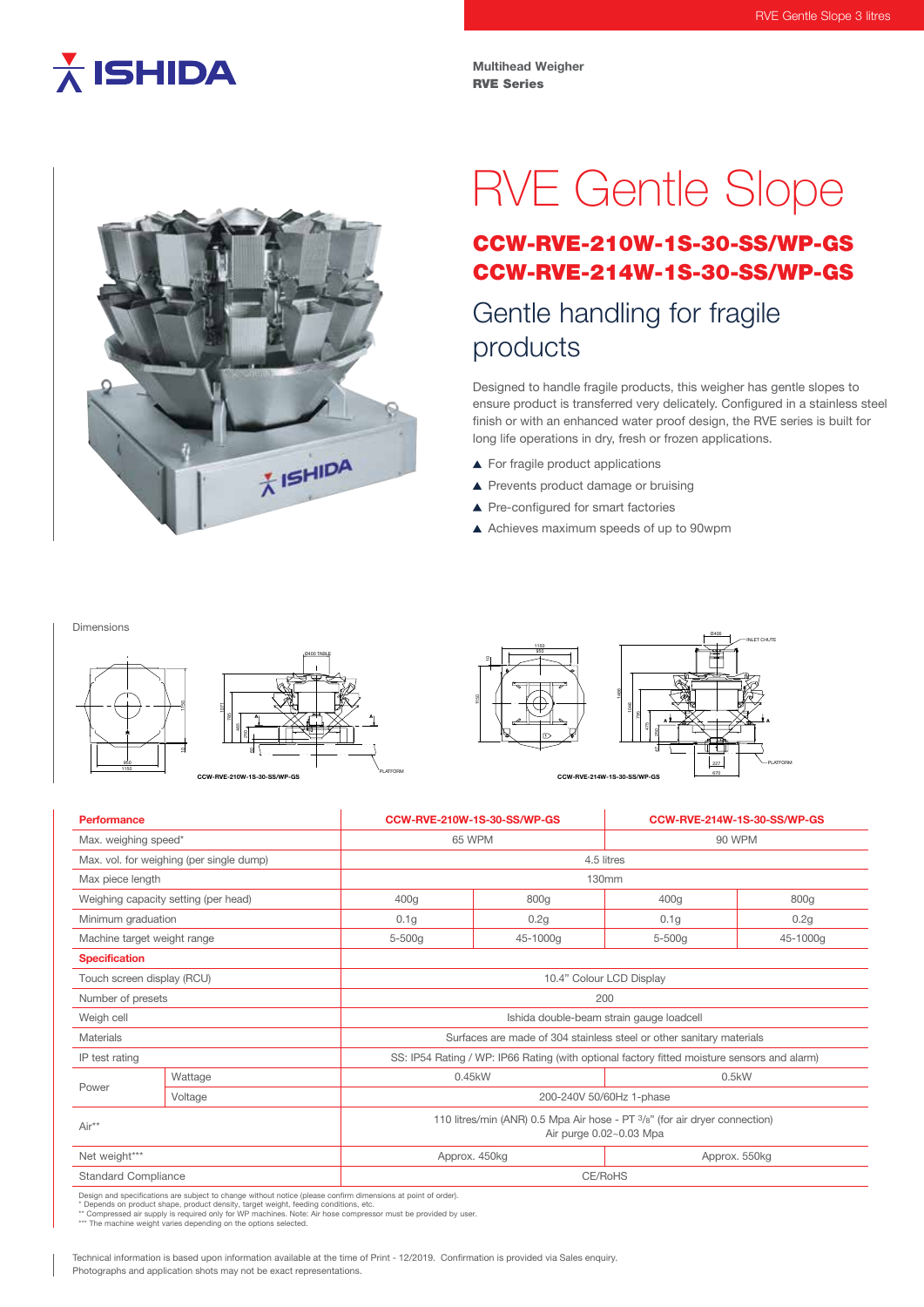Multihead Weigher
**RVE Series**

# RVE Gentle Slope

## CCW-RVE-210W-1S-30-SS/WP-GS
## CCW-RVE-214W-1S-30-SS/WP-GS

## Gentle handling for fragile products

Designed to handle fragile products, this weigher has gentle slopes to ensure product is transferred very delicately. Configured in a stainless steel finish or with an enhanced water proof design, the RVE series is built for long life operations in dry, fresh or frozen applications.

- For fragile product applications
- Prevents product damage or bruising
- Pre-configured for smart factories
- Achieves maximum speeds of up to 90wpm

Dimensions

CCW-RVE-210W-1S-30-SS/WP-GS

CCW-RVE-214W-1S-30-SS/WP-GS

| Performance | | CCW-RVE-210W-1S-30-SS/WP-GS | | CCW-RVE-214W-1S-30-SS/WP-GS | |
|---|---|---|---|---|---|
| Max. weighing speed* | | 65 WPM | | 90 WPM | |
| Max. vol. for weighing (per single dump) | | 4.5 litres | | | |
| Max piece length | | 130mm | | | |
| Weighing capacity setting (per head) | | 400g | 800g | 400g | 800g |
| Minimum graduation | | 0.1g | 0.2g | 0.1g | 0.2g |
| Machine target weight range | | 5-500g | 45-1000g | 5-500g | 45-1000g |
| **Specification** | | | | | |
| Touch screen display (RCU) | | 10.4" Colour LCD Display | | | |
| Number of presets | | 200 | | | |
| Weigh cell | | Ishida double-beam strain gauge loadcell | | | |
| Materials | | Surfaces are made of 304 stainless steel or other sanitary materials | | | |
| IP test rating | | SS: IP54 Rating / WP: IP66 Rating (with optional factory fitted moisture sensors and alarm) | | | |
| Power | Wattage | 0.45kW | | 0.5kW | |
| | Voltage | 200-240V 50/60Hz 1-phase | | | |
| Air** | | 110 litres/min (ANR) 0.5 Mpa Air hose - PT 3/8" (for air dryer connection) Air purge 0.02~0.03 Mpa | | | |
| Net weight*** | | Approx. 450kg | | Approx. 550kg | |
| Standard Compliance | | CE/RoHS | | | |

Design and specifications are subject to change without notice (please confirm dimensions at point of order).
\* Depends on product shape, product density, target weight, feeding conditions, etc.
\** Compressed air supply is required only for WP machines. Note: Air hose compressor must be provided by user.
\*** The machine weight varies depending on the options selected.

Technical information is based upon information available at the time of Print - 12/2019. Confirmation is provided via Sales enquiry.
Photographs and application shots may not be exact representations.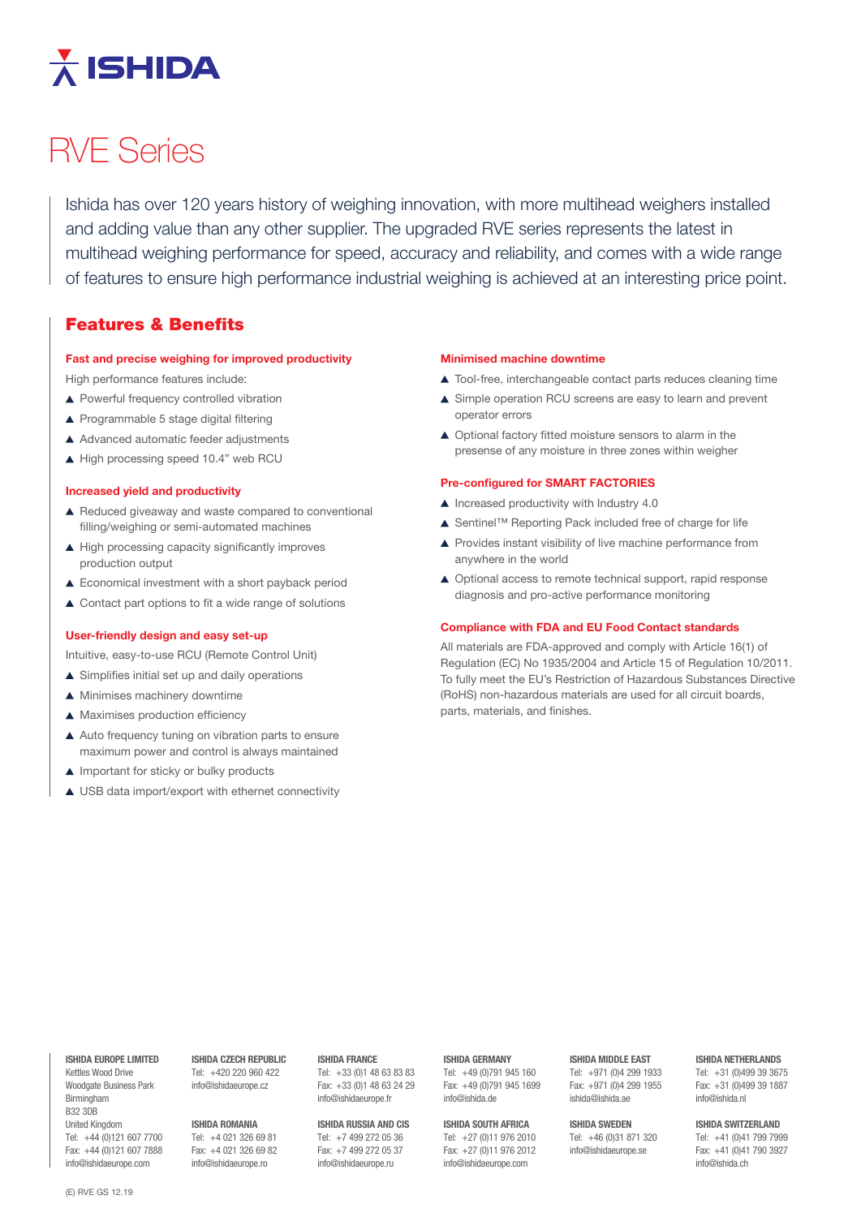ISHIDA

# RVE Series

Ishida has over 120 years history of weighing innovation, with more multihead weighers installed and adding value than any other supplier. The upgraded RVE series represents the latest in multihead weighing performance for speed, accuracy and reliability, and comes with a wide range of features to ensure high performance industrial weighing is achieved at an interesting price point.

## Features & Benefits

### Fast and precise weighing for improved productivity

High performance features include:

- Powerful frequency controlled vibration
- Programmable 5 stage digital filtering
- Advanced automatic feeder adjustments
- High processing speed 10.4" web RCU

### Increased yield and productivity

- Reduced giveaway and waste compared to conventional filling/weighing or semi-automated machines
- High processing capacity significantly improves production output
- Economical investment with a short payback period
- Contact part options to fit a wide range of solutions

### User-friendly design and easy set-up

Intuitive, easy-to-use RCU (Remote Control Unit)

- Simplifies initial set up and daily operations
- Minimises machinery downtime
- Maximises production efficiency
- Auto frequency tuning on vibration parts to ensure maximum power and control is always maintained
- Important for sticky or bulky products
- USB data import/export with ethernet connectivity

### Minimised machine downtime

- Tool-free, interchangeable contact parts reduces cleaning time
- Simple operation RCU screens are easy to learn and prevent operator errors
- Optional factory fitted moisture sensors to alarm in the presense of any moisture in three zones within weigher

### Pre-configured for SMART FACTORIES

- Increased productivity with Industry 4.0
- Sentinel™ Reporting Pack included free of charge for life
- Provides instant visibility of live machine performance from anywhere in the world
- Optional access to remote technical support, rapid response diagnosis and pro-active performance monitoring

### Compliance with FDA and EU Food Contact standards

All materials are FDA-approved and comply with Article 16(1) of Regulation (EC) No 1935/2004 and Article 15 of Regulation 10/2011. To fully meet the EU's Restriction of Hazardous Substances Directive (RoHS) non-hazardous materials are used for all circuit boards, parts, materials, and finishes.

**ISHIDA EUROPE LIMITED**
Kettles Wood Drive
Woodgate Business Park
Birmingham
B32 3DB
United Kingdom
Tel: +44 (0)121 607 7700
Fax: +44 (0)121 607 7888
info@ishidaeurope.com

**ISHIDA CZECH REPUBLIC**
Tel: +420 220 960 422
info@ishidaeurope.cz

**ISHIDA ROMANIA**
Tel: +4 021 326 69 81
Fax: +4 021 326 69 82
info@ishidaeurope.ro

**ISHIDA FRANCE**
Tel: +33 (0)1 48 63 83 83
Fax: +33 (0)1 48 63 24 29
info@ishidaeurope.fr

**ISHIDA RUSSIA AND CIS**
Tel: +7 499 272 05 36
Fax: +7 499 272 05 37
info@ishidaeurope.ru

**ISHIDA GERMANY**
Tel: +49 (0)791 945 160
Fax: +49 (0)791 945 1699
info@ishida.de

**ISHIDA SOUTH AFRICA**
Tel: +27 (0)11 976 2010
Fax: +27 (0)11 976 2012
info@ishidaeurope.com

**ISHIDA MIDDLE EAST**
Tel: +971 (0)4 299 1933
Fax: +971 (0)4 299 1955
ishida@ishida.ae

**ISHIDA SWEDEN**
Tel: +46 (0)31 871 320
info@ishidaeurope.se

**ISHIDA NETHERLANDS**
Tel: +31 (0)499 39 3675
Fax: +31 (0)499 39 1887
info@ishida.nl

**ISHIDA SWITZERLAND**
Tel: +41 (0)41 799 7999
Fax: +41 (0)41 790 3927
info@ishida.ch

(E) RVE GS 12.19